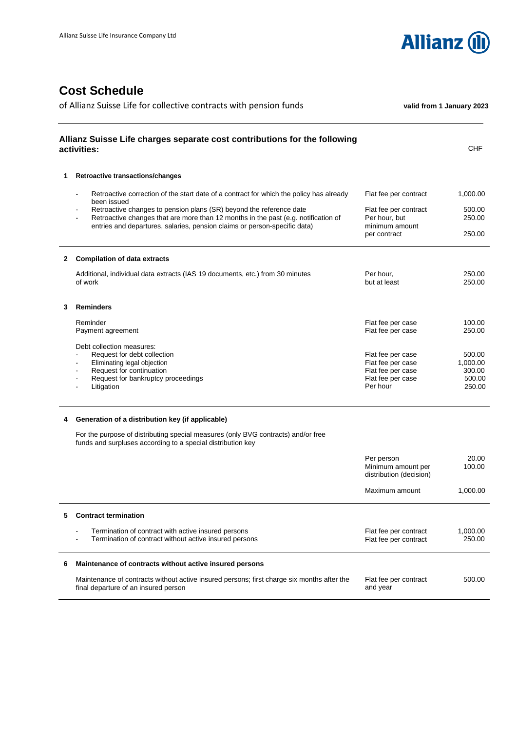Allianz Suisse Life Insurance Company Ltd

# Cost Schedule

of Allianz Suisse Life for collective contracts with pension funds

**valid from 1 January 2023**

## Allianz Suisse Life charges separate cost contributions for the following activities:

| | | | CHF |
|---|---|---|---|
| **1** | **Retroactive transactions/changes** | | |
| | - Retroactive correction of the start date of a contract for which the policy has already been issued | Flat fee per contract | 1,000.00 |
| | - Retroactive changes to pension plans (SR) beyond the reference date | Flat fee per contract | 500.00 |
| | - Retroactive changes that are more than 12 months in the past (e.g. notification of entries and departures, salaries, pension claims or person-specific data) | Per hour, but | 250.00 |
| | | minimum amount per contract | 250.00 |
| **2** | **Compilation of data extracts** | | |
| | Additional, individual data extracts (IAS 19 documents, etc.) from 30 minutes of work | Per hour, | 250.00 |
| | | but at least | 250.00 |
| **3** | **Reminders** | | |
| | Reminder | Flat fee per case | 100.00 |
| | Payment agreement | Flat fee per case | 250.00 |
| | Debt collection measures: | | |
| | - Request for debt collection | Flat fee per case | 500.00 |
| | - Eliminating legal objection | Flat fee per case | 1,000.00 |
| | - Request for continuation | Flat fee per case | 300.00 |
| | - Request for bankruptcy proceedings | Flat fee per case | 500.00 |
| | - Litigation | Per hour | 250.00 |
| **4** | **Generation of a distribution key (if applicable)** | | |
| | For the purpose of distributing special measures (only BVG contracts) and/or free funds and surpluses according to a special distribution key | | |
| | | Per person | 20.00 |
| | | Minimum amount per distribution (decision) | 100.00 |
| | | Maximum amount | 1,000.00 |
| **5** | **Contract termination** | | |
| | - Termination of contract with active insured persons | Flat fee per contract | 1,000.00 |
| | - Termination of contract without active insured persons | Flat fee per contract | 250.00 |
| **6** | **Maintenance of contracts without active insured persons** | | |
| | Maintenance of contracts without active insured persons; first charge six months after the final departure of an insured person | Flat fee per contract and year | 500.00 |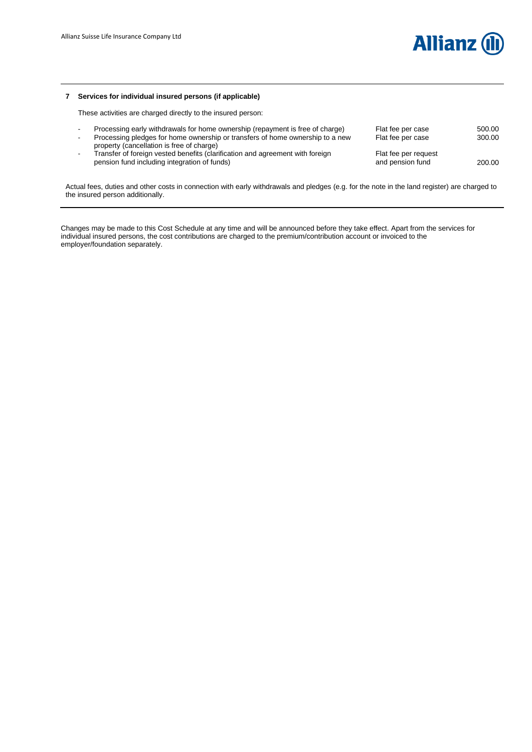### 7 Services for individual insured persons (if applicable)

These activities are charged directly to the insured person:

| | | |
|---|---|---|
| - Processing early withdrawals for home ownership (repayment is free of charge) | Flat fee per case | 500.00 |
| - Processing pledges for home ownership or transfers of home ownership to a new property (cancellation is free of charge) | Flat fee per case | 300.00 |
| - Transfer of foreign vested benefits (clarification and agreement with foreign pension fund including integration of funds) | Flat fee per request and pension fund | 200.00 |

Actual fees, duties and other costs in connection with early withdrawals and pledges (e.g. for the note in the land register) are charged to the insured person additionally.

---

Changes may be made to this Cost Schedule at any time and will be announced before they take effect. Apart from the services for individual insured persons, the cost contributions are charged to the premium/contribution account or invoiced to the employer/foundation separately.